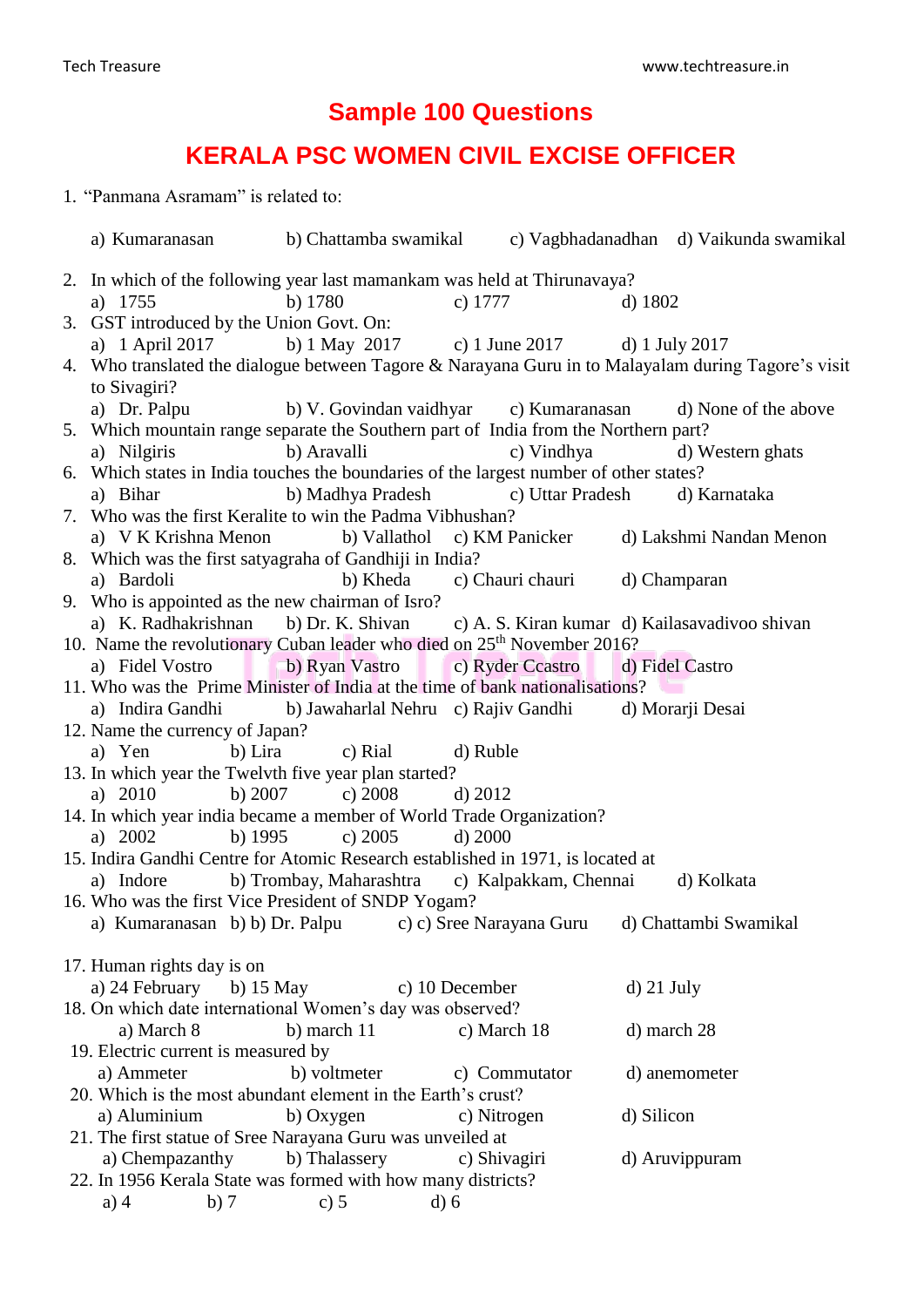# Sample 100 Questions

## KERALA PSC WOMEN CIVIL EXCISE OFFICER

1. "Panmana Asramam" is related to:
   a) Kumaranasan b) Chattamba swamikal c) Vagbhadanadhan d) Vaikunda swamikal
2. In which of the following year last mamankam was held at Thirunavaya?
   a) 1755 b) 1780 c) 1777 d) 1802
3. GST introduced by the Union Govt. On:
   a) 1 April 2017 b) 1 May 2017 c) 1 June 2017 d) 1 July 2017
4. Who translated the dialogue between Tagore & Narayana Guru in to Malayalam during Tagore's visit to Sivagiri?
   a) Dr. Palpu b) V. Govindan vaidhyar c) Kumaranasan d) None of the above
5. Which mountain range separate the Southern part of India from the Northern part?
   a) Nilgiris b) Aravalli c) Vindhya d) Western ghats
6. Which states in India touches the boundaries of the largest number of other states?
   a) Bihar b) Madhya Pradesh c) Uttar Pradesh d) Karnataka
7. Who was the first Keralite to win the Padma Vibhushan?
   a) V K Krishna Menon b) Vallathol c) KM Panicker d) Lakshmi Nandan Menon
8. Which was the first satyagraha of Gandhiji in India?
   a) Bardoli b) Kheda c) Chauri chauri d) Champaran
9. Who is appointed as the new chairman of Isro?
   a) K. Radhakrishnan b) Dr. K. Shivan c) A. S. Kiran kumar d) Kailasavadivoo shivan
10. Name the revolutionary Cuban leader who died on 25th November 2016?
    a) Fidel Vostro b) Ryan Vastro c) Ryder Ccastro d) Fidel Castro
11. Who was the Prime Minister of India at the time of bank nationalisations?
    a) Indira Gandhi b) Jawaharlal Nehru c) Rajiv Gandhi d) Morarji Desai
12. Name the currency of Japan?
    a) Yen b) Lira c) Rial d) Ruble
13. In which year the Twelvth five year plan started?
    a) 2010 b) 2007 c) 2008 d) 2012
14. In which year india became a member of World Trade Organization?
    a) 2002 b) 1995 c) 2005 d) 2000
15. Indira Gandhi Centre for Atomic Research established in 1971, is located at
    a) Indore b) Trombay, Maharashtra c) Kalpakkam, Chennai d) Kolkata
16. Who was the first Vice President of SNDP Yogam?
    a) Kumaranasan b) b) Dr. Palpu c) c) Sree Narayana Guru d) Chattambi Swamikal
17. Human rights day is on
    a) 24 February b) 15 May c) 10 December d) 21 July
18. On which date international Women's day was observed?
    a) March 8 b) march 11 c) March 18 d) march 28
19. Electric current is measured by
    a) Ammeter b) voltmeter c) Commutator d) anemometer
20. Which is the most abundant element in the Earth's crust?
    a) Aluminium b) Oxygen c) Nitrogen d) Silicon
21. The first statue of Sree Narayana Guru was unveiled at
    a) Chempazanthy b) Thalassery c) Shivagiri d) Aruvippuram
22. In 1956 Kerala State was formed with how many districts?
    a) 4 b) 7 c) 5 d) 6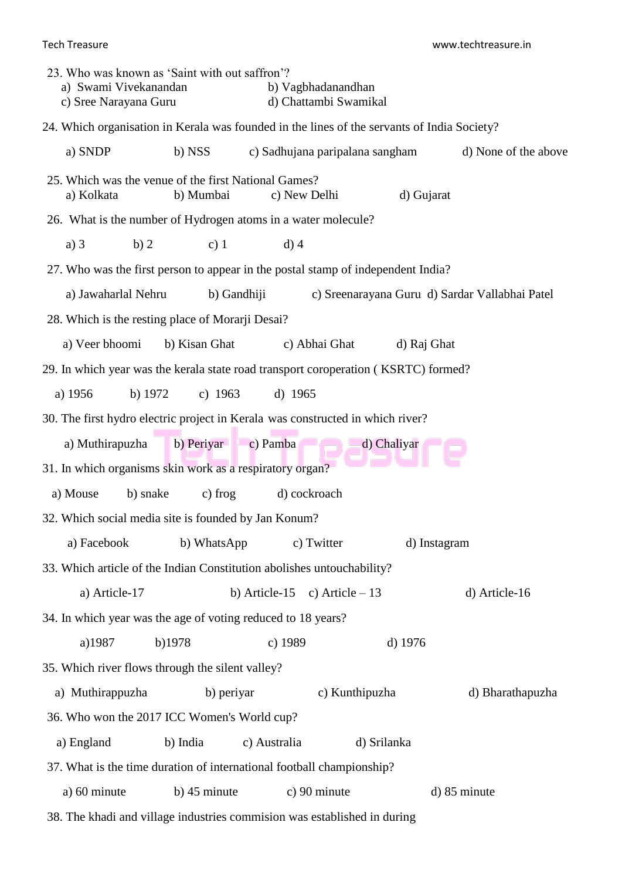23. Who was known as 'Saint with out saffron'?
   a) Swami Vivekanandan  b) Vagbhadanandhan
   c) Sree Narayana Guru  d) Chattambi Swamikal

24. Which organisation in Kerala was founded in the lines of the servants of India Society?
   a) SNDP  b) NSS  c) Sadhujana paripalana sangham  d) None of the above

25. Which was the venue of the first National Games?
   a) Kolkata  b) Mumbai  c) New Delhi  d) Gujarat

26. What is the number of Hydrogen atoms in a water molecule?
   a) 3  b) 2  c) 1  d) 4

27. Who was the first person to appear in the postal stamp of independent India?
   a) Jawaharlal Nehru  b) Gandhiji  c) Sreenarayana Guru  d) Sardar Vallabhai Patel

28. Which is the resting place of Morarji Desai?
   a) Veer bhoomi  b) Kisan Ghat  c) Abhai Ghat  d) Raj Ghat

29. In which year was the kerala state road transport coroperation ( KSRTC) formed?
   a) 1956  b) 1972  c) 1963  d) 1965

30. The first hydro electric project in Kerala was constructed in which river?
   a) Muthirapuzha  b) Periyar  c) Pamba  d) Chaliyar

31. In which organisms skin work as a respiratory organ?
   a) Mouse  b) snake  c) frog  d) cockroach

32. Which social media site is founded by Jan Konum?
   a) Facebook  b) WhatsApp  c) Twitter  d) Instagram

33. Which article of the Indian Constitution abolishes untouchability?
   a) Article-17  b) Article-15  c) Article – 13  d) Article-16

34. In which year was the age of voting reduced to 18 years?
   a)1987  b)1978  c) 1989  d) 1976

35. Which river flows through the silent valley?
   a) Muthirappuzha  b) periyar  c) Kunthipuzha  d) Bharathapuzha

36. Who won the 2017 ICC Women's World cup?
   a) England  b) India  c) Australia  d) Srilanka

37. What is the time duration of international football championship?
   a) 60 minute  b) 45 minute  c) 90 minute  d) 85 minute

38. The khadi and village industries commision was established in during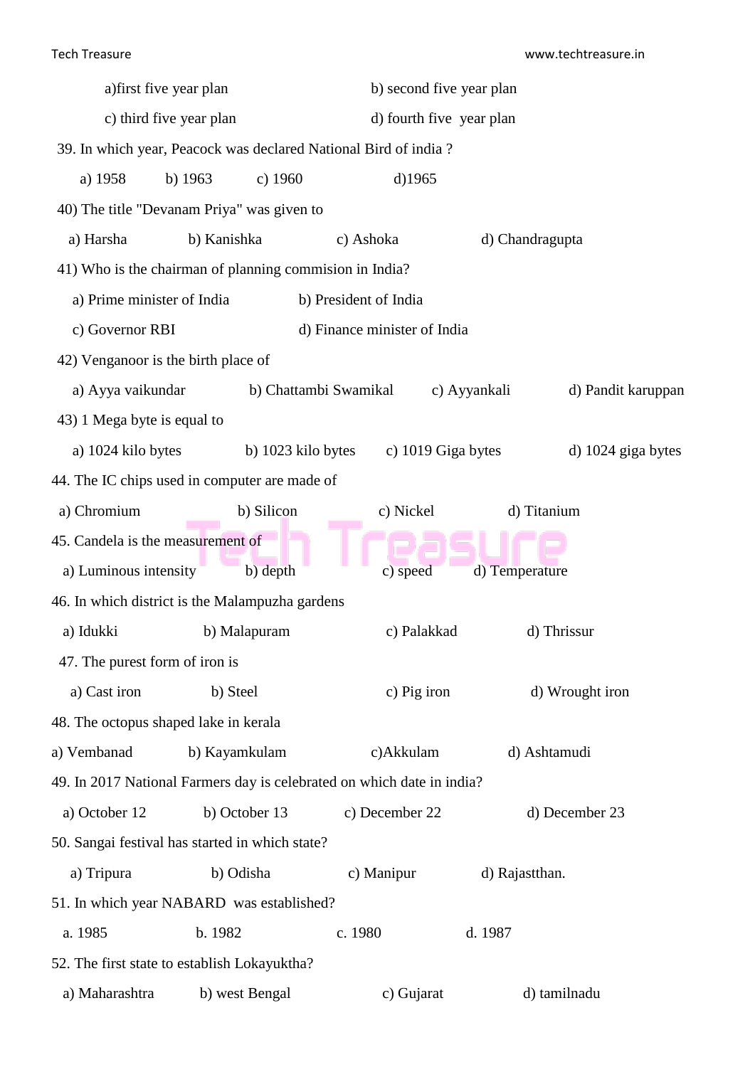a) first five year plan b) second five year plan

c) third five year plan d) fourth five year plan

39. In which year, Peacock was declared National Bird of india ?

a) 1958 b) 1963 c) 1960 d) 1965

40) The title "Devanam Priya" was given to

a) Harsha b) Kanishka c) Ashoka d) Chandragupta

41) Who is the chairman of planning commision in India?

a) Prime minister of India b) President of India

c) Governor RBI d) Finance minister of India

42) Venganoor is the birth place of

a) Ayya vaikundar b) Chattambi Swamikal c) Ayyankali d) Pandit karuppan

43) 1 Mega byte is equal to

a) 1024 kilo bytes b) 1023 kilo bytes c) 1019 Giga bytes d) 1024 giga bytes

44. The IC chips used in computer are made of

a) Chromium b) Silicon c) Nickel d) Titanium

45. Candela is the measurement of

a) Luminous intensity b) depth c) speed d) Temperature

46. In which district is the Malampuzha gardens

a) Idukki b) Malapuram c) Palakkad d) Thrissur

47. The purest form of iron is

a) Cast iron b) Steel c) Pig iron d) Wrought iron

48. The octopus shaped lake in kerala

a) Vembanad b) Kayamkulam c) Akkulam d) Ashtamudi

49. In 2017 National Farmers day is celebrated on which date in india?

a) October 12 b) October 13 c) December 22 d) December 23

50. Sangai festival has started in which state?

a) Tripura b) Odisha c) Manipur d) Rajastthan.

51. In which year NABARD was established?

a. 1985 b. 1982 c. 1980 d. 1987

52. The first state to establish Lokayuktha?

a) Maharashtra b) west Bengal c) Gujarat d) tamilnadu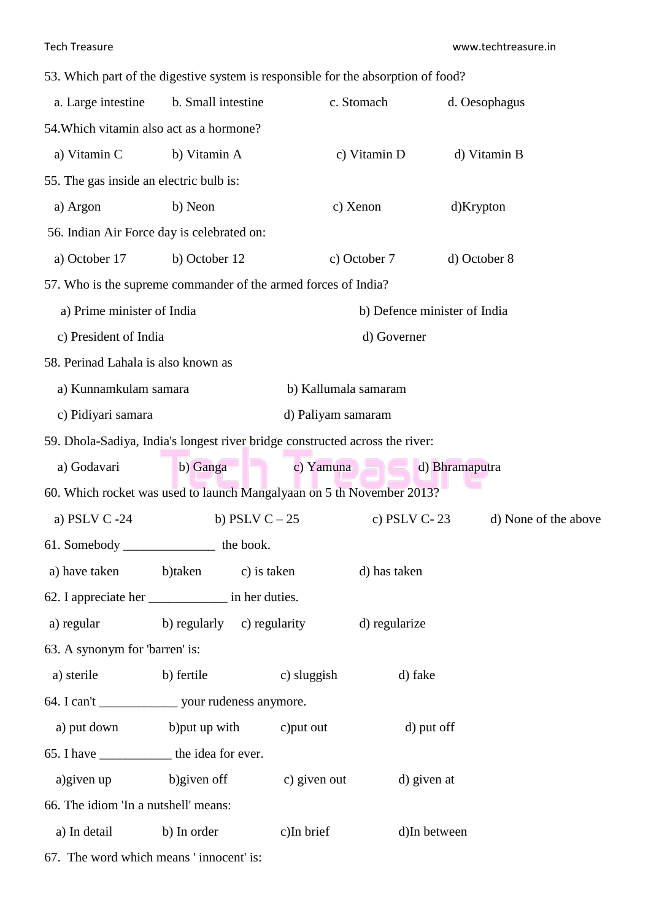53. Which part of the digestive system is responsible for the absorption of food?

a. Large intestine  b. Small intestine  c. Stomach  d. Oesophagus

54.Which vitamin also act as a hormone?

a) Vitamin C  b) Vitamin A  c) Vitamin D  d) Vitamin B

55. The gas inside an electric bulb is:

a) Argon  b) Neon  c) Xenon  d)Krypton

56. Indian Air Force day is celebrated on:

a) October 17  b) October 12  c) October 7  d) October 8

57. Who is the supreme commander of the armed forces of India?

a) Prime minister of India  b) Defence minister of India

c) President of India  d) Governer

58. Perinad Lahala is also known as

a) Kunnamkulam samara  b) Kallumala samaram

c) Pidiyari samara  d) Paliyam samaram

59. Dhola-Sadiya, India's longest river bridge constructed across the river:

a) Godavari  b) Ganga  c) Yamuna  d) Bhramaputra

60. Which rocket was used to launch Mangalyaan on 5 th November 2013?

a) PSLV C -24  b) PSLV C – 25  c) PSLV C- 23  d) None of the above

61. Somebody ______________ the book.

a) have taken  b)taken  c) is taken  d) has taken

62. I appreciate her ____________ in her duties.

a) regular  b) regularly  c) regularity  d) regularize

63. A synonym for 'barren' is:

a) sterile  b) fertile  c) sluggish  d) fake

64. I can't ____________ your rudeness anymore.

a) put down  b)put up with  c)put out  d) put off

65. I have ___________ the idea for ever.

a)given up  b)given off  c) given out  d) given at

66. The idiom 'In a nutshell' means:

a) In detail  b) In order  c)In brief  d)In between

67. The word which means ' innocent' is: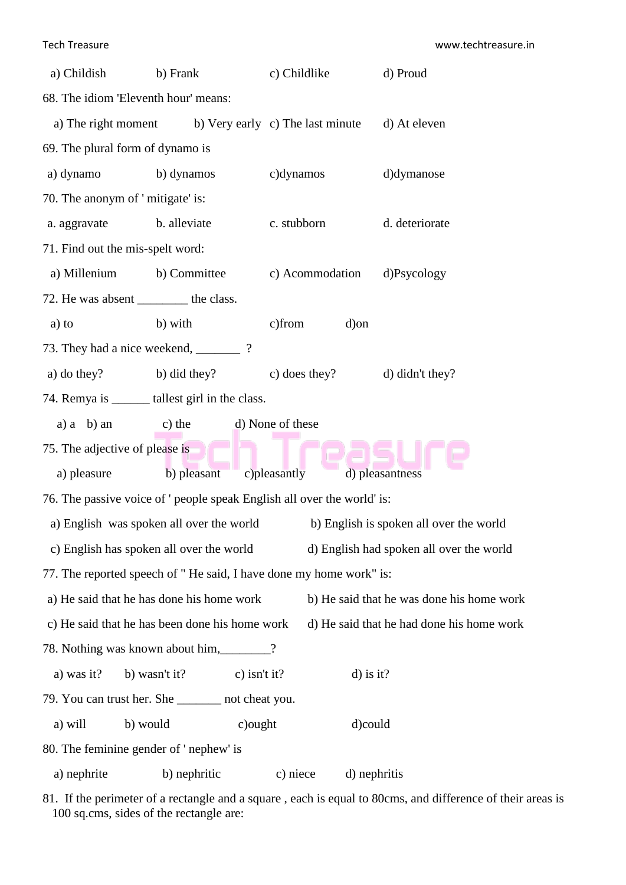a) Childish b) Frank c) Childlike d) Proud

68. The idiom 'Eleventh hour' means:

a) The right moment b) Very early c) The last minute d) At eleven

69. The plural form of dynamo is

a) dynamo b) dynamos c)dynamos d)dymanose

70. The anonym of ' mitigate' is:

a. aggravate b. alleviate c. stubborn d. deteriorate

71. Find out the mis-spelt word:

a) Millenium b) Committee c) Acommodation d)Psycology

72. He was absent ________ the class.

a) to b) with c)from d)on

73. They had a nice weekend, _______ ?

a) do they? b) did they? c) does they? d) didn't they?

74. Remya is ______ tallest girl in the class.

a) a b) an c) the d) None of these

75. The adjective of please is

a) pleasure b) pleasant c)pleasantly d) pleasantness

76. The passive voice of ' people speak English all over the world' is:

a) English was spoken all over the world b) English is spoken all over the world

c) English has spoken all over the world d) English had spoken all over the world

77. The reported speech of " He said, I have done my home work" is:

a) He said that he has done his home work b) He said that he was done his home work

c) He said that he has been done his home work d) He said that he had done his home work

78. Nothing was known about him,________?

a) was it? b) wasn't it? c) isn't it? d) is it?

79. You can trust her. She _______ not cheat you.

a) will b) would c)ought d)could

80. The feminine gender of ' nephew' is

a) nephrite b) nephritic c) niece d) nephritis

81. If the perimeter of a rectangle and a square , each is equal to 80cms, and difference of their areas is 100 sq.cms, sides of the rectangle are: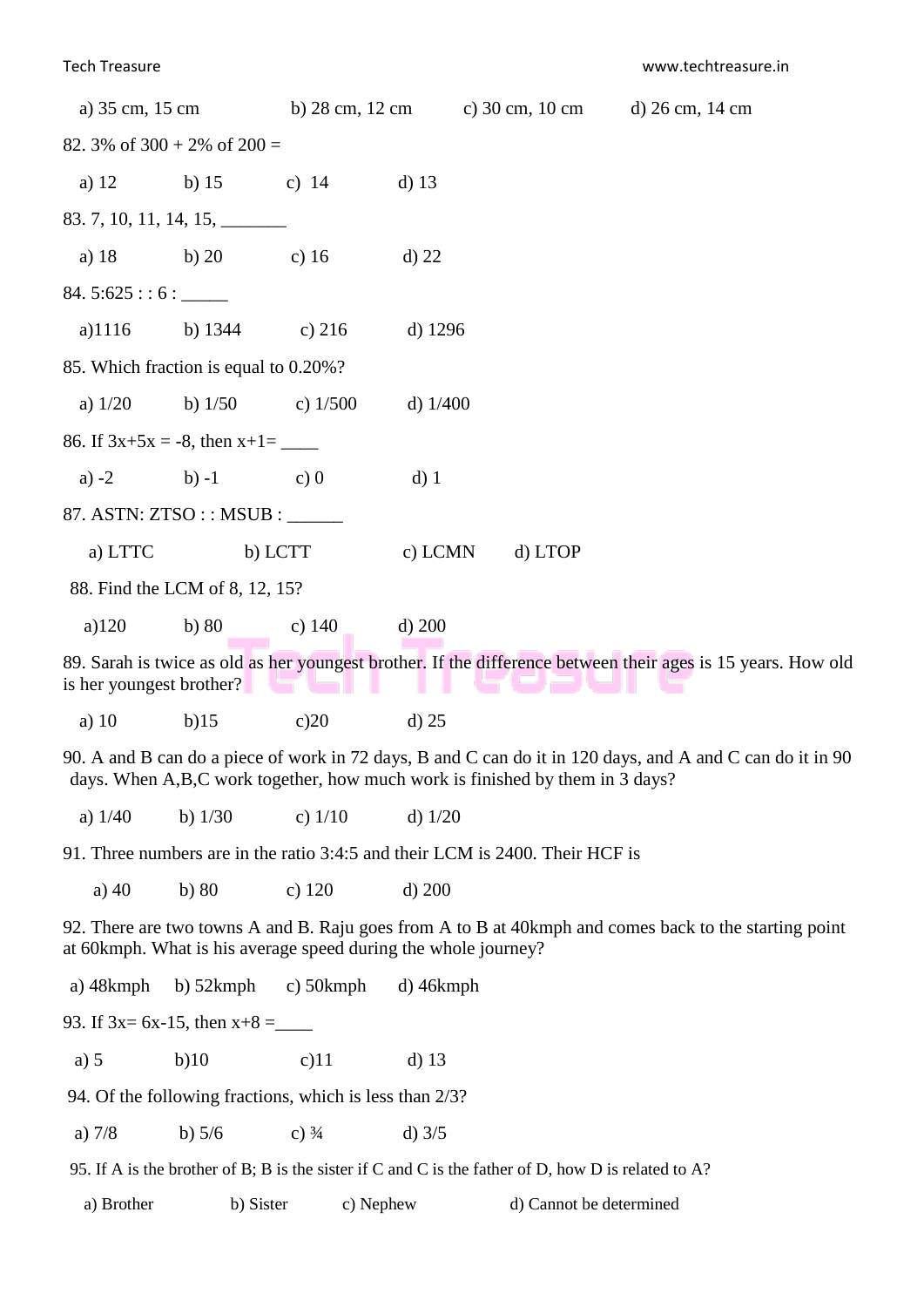a) 35 cm, 15 cm b) 28 cm, 12 cm c) 30 cm, 10 cm d) 26 cm, 14 cm

82. 3% of 300 + 2% of 200 =

a) 12 b) 15 c) 14 d) 13

83. 7, 10, 11, 14, 15, _______

a) 18 b) 20 c) 16 d) 22

84. 5:625 : : 6 : _____

a)1116 b) 1344 c) 216 d) 1296

85. Which fraction is equal to 0.20%?

a) 1/20 b) 1/50 c) 1/500 d) 1/400

86. If 3x+5x = -8, then x+1= ____

a) -2 b) -1 c) 0 d) 1

87. ASTN: ZTSO : : MSUB : ______

a) LTTC b) LCTT c) LCMN d) LTOP

88. Find the LCM of 8, 12, 15?

a)120 b) 80 c) 140 d) 200

89. Sarah is twice as old as her youngest brother. If the difference between their ages is 15 years. How old is her youngest brother?

a) 10 b)15 c)20 d) 25

90. A and B can do a piece of work in 72 days, B and C can do it in 120 days, and A and C can do it in 90 days. When A,B,C work together, how much work is finished by them in 3 days?

a) 1/40 b) 1/30 c) 1/10 d) 1/20

91. Three numbers are in the ratio 3:4:5 and their LCM is 2400. Their HCF is

a) 40 b) 80 c) 120 d) 200

92. There are two towns A and B. Raju goes from A to B at 40kmph and comes back to the starting point at 60kmph. What is his average speed during the whole journey?

a) 48kmph b) 52kmph c) 50kmph d) 46kmph

93. If 3x= 6x-15, then x+8 =____

a) 5 b)10 c)11 d) 13

94. Of the following fractions, which is less than 2/3?

a) 7/8 b) 5/6 c) ¾ d) 3/5

95. If A is the brother of B; B is the sister if C and C is the father of D, how D is related to A?

a) Brother b) Sister c) Nephew d) Cannot be determined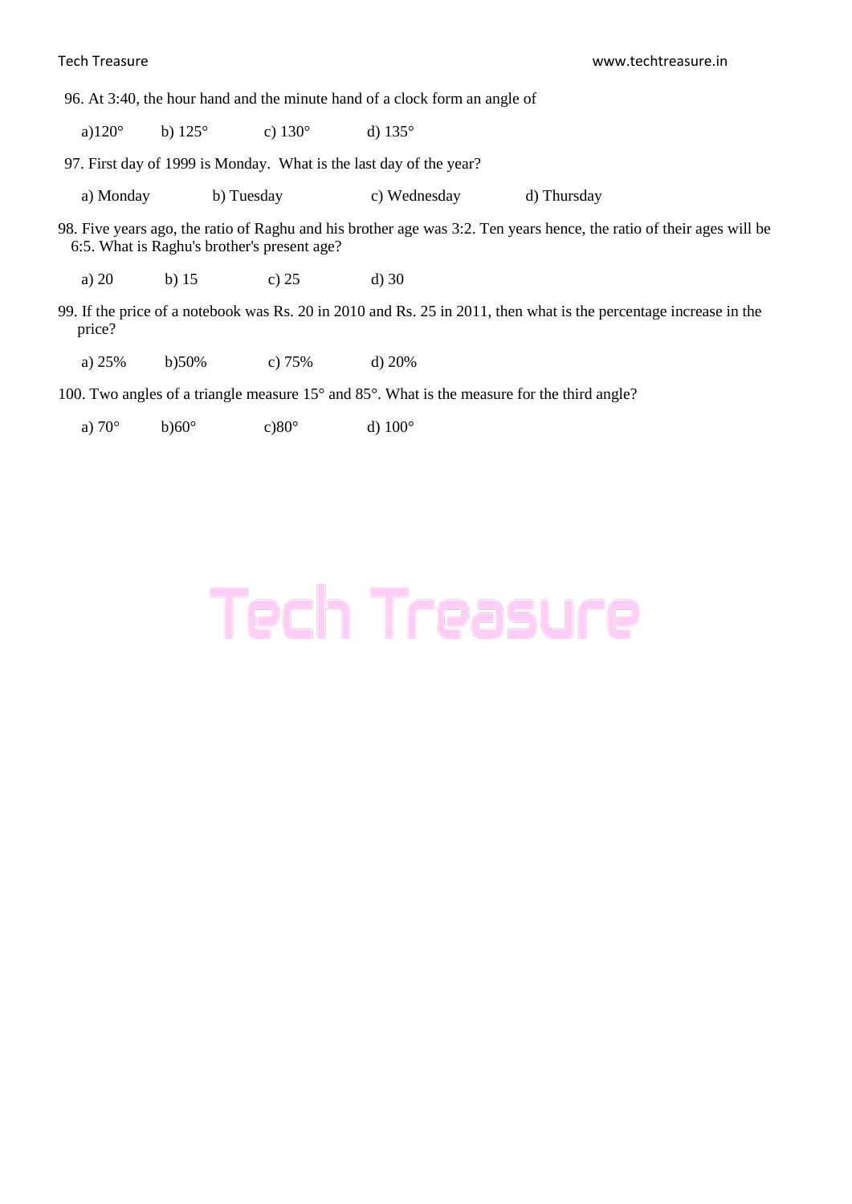96. At 3:40, the hour hand and the minute hand of a clock form an angle of

a) 120°  b) 125°  c) 130°  d) 135°

97. First day of 1999 is Monday. What is the last day of the year?

a) Monday  b) Tuesday  c) Wednesday  d) Thursday

98. Five years ago, the ratio of Raghu and his brother age was 3:2. Ten years hence, the ratio of their ages will be 6:5. What is Raghu's brother's present age?

a) 20  b) 15  c) 25  d) 30

99. If the price of a notebook was Rs. 20 in 2010 and Rs. 25 in 2011, then what is the percentage increase in the price?

a) 25%  b) 50%  c) 75%  d) 20%

100. Two angles of a triangle measure 15° and 85°. What is the measure for the third angle?

a) 70°  b) 60°  c) 80°  d) 100°